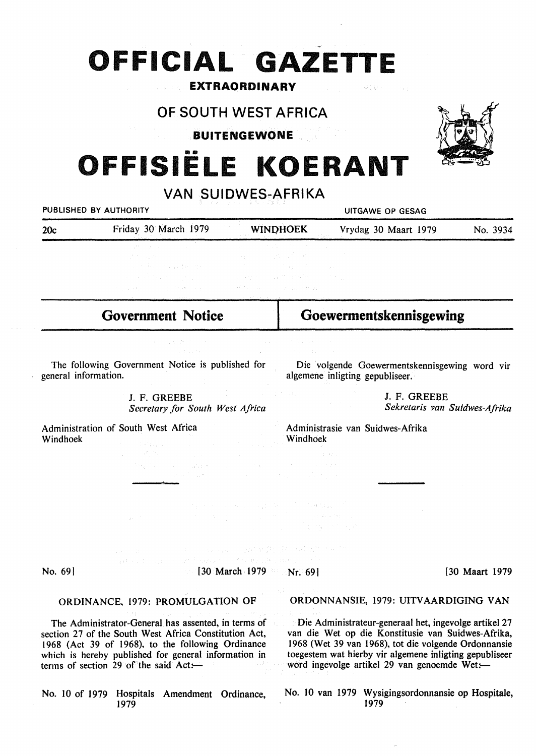# OFFICIAL GAZETTE

**EXTRAORDINARY**

## OF SOUTH WEST AFRICA

**BUITENGEWONE**

# OFFISIËLE KOERANT

## VAN SUIDWES-AFRIKA

PUBLISHED BY AUTHORITY — UITGAWE OP GESAG

20c — Friday 30 March 1979 — WINDHOEK — Vrydag 30 Maart 1979 — No. 3934

## Government Notice

The following Government Notice is published for general information.

J. F. GREEBE
*Secretary for South West Africa*

Administration of South West Africa
Windhoek

No. 69] [30 March 1979

ORDINANCE, 1979: PROMULGATION OF

The Administrator-General has assented, in terms of section 27 of the South West Africa Constitution Act, 1968 (Act 39 of 1968), to the following Ordinance which is hereby published for general information in terms of section 29 of the said Act:—

No. 10 of 1979 Hospitals Amendment Ordinance, 1979

## Goewermentskennisgewing

Die volgende Goewermentskennisgewing word vir algemene inligting gepubliseer.

J. F. GREEBE
*Sekretaris van Suidwes-Afrika*

Administrasie van Suidwes-Afrika
Windhoek

Nr. 69] [30 Maart 1979

ORDONNANSIE, 1979: UITVAARDIGING VAN

Die Administrateur-generaal het, ingevolge artikel 27 van die Wet op die Konstitusie van Suidwes-Afrika, 1968 (Wet 39 van 1968), tot die volgende Ordonnansie toegestem wat hierby vir algemene inligting gepubliseer word ingevolge artikel 29 van genoemde Wet:—

No. 10 van 1979 Wysigingsordonnansie op Hospitale, 1979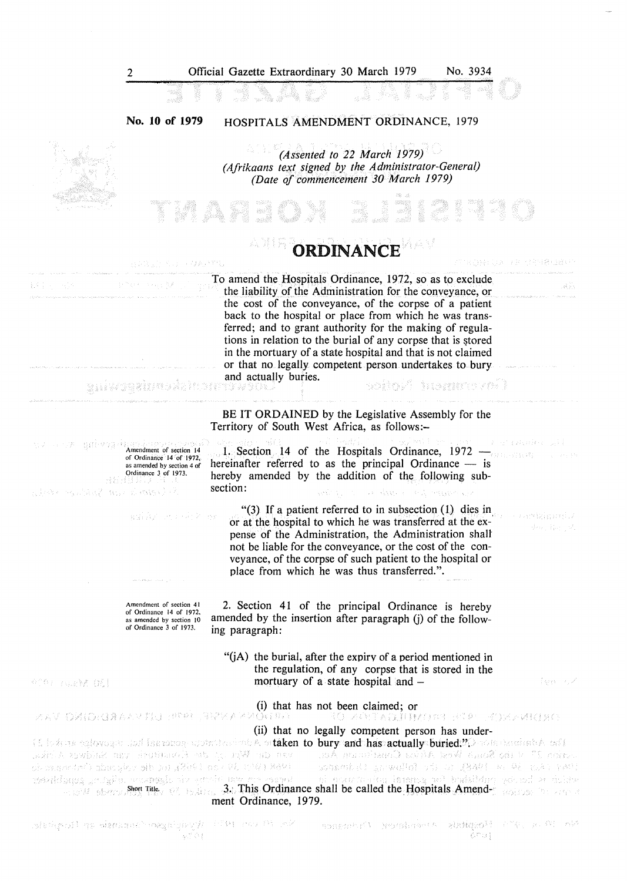**No. 10 of 1979** HOSPITALS AMENDMENT ORDINANCE, 1979

*(Assented to 22 March 1979)*
*(Afrikaans text signed by the Administrator-General)*
*(Date of commencement 30 March 1979)*

# ORDINANCE

To amend the Hospitals Ordinance, 1972, so as to exclude the liability of the Administration for the conveyance, or the cost of the conveyance, of the corpse of a patient back to the hospital or place from which he was transferred; and to grant authority for the making of regulations in relation to the burial of any corpse that is stored in the mortuary of a state hospital and that is not claimed or that no legally competent person undertakes to bury and actually buries.

BE IT ORDAINED by the Legislative Assembly for the Territory of South West Africa, as follows:–

*Amendment of section 14 of Ordinance 14 of 1972, as amended by section 4 of Ordinance 3 of 1973.*

1. Section 14 of the Hospitals Ordinance, 1972 — hereinafter referred to as the principal Ordinance — is hereby amended by the addition of the following subsection:

> "(3) If a patient referred to in subsection (1) dies in or at the hospital to which he was transferred at the expense of the Administration, the Administration shall not be liable for the conveyance, or the cost of the conveyance, of the corpse of such patient to the hospital or place from which he was thus transferred.".

*Amendment of section 41 of Ordinance 14 of 1972, as amended by section 10 of Ordinance 3 of 1973.*

2. Section 41 of the principal Ordinance is hereby amended by the insertion after paragraph (j) of the following paragraph:

> "(jA) the burial, after the expiry of a period mentioned in the regulation, of any corpse that is stored in the mortuary of a state hospital and –
>
> (i) that has not been claimed; or
>
> (ii) that no legally competent person has undertaken to bury and has actually buried.".

*Short Title.*

3. This Ordinance shall be called the Hospitals Amendment Ordinance, 1979.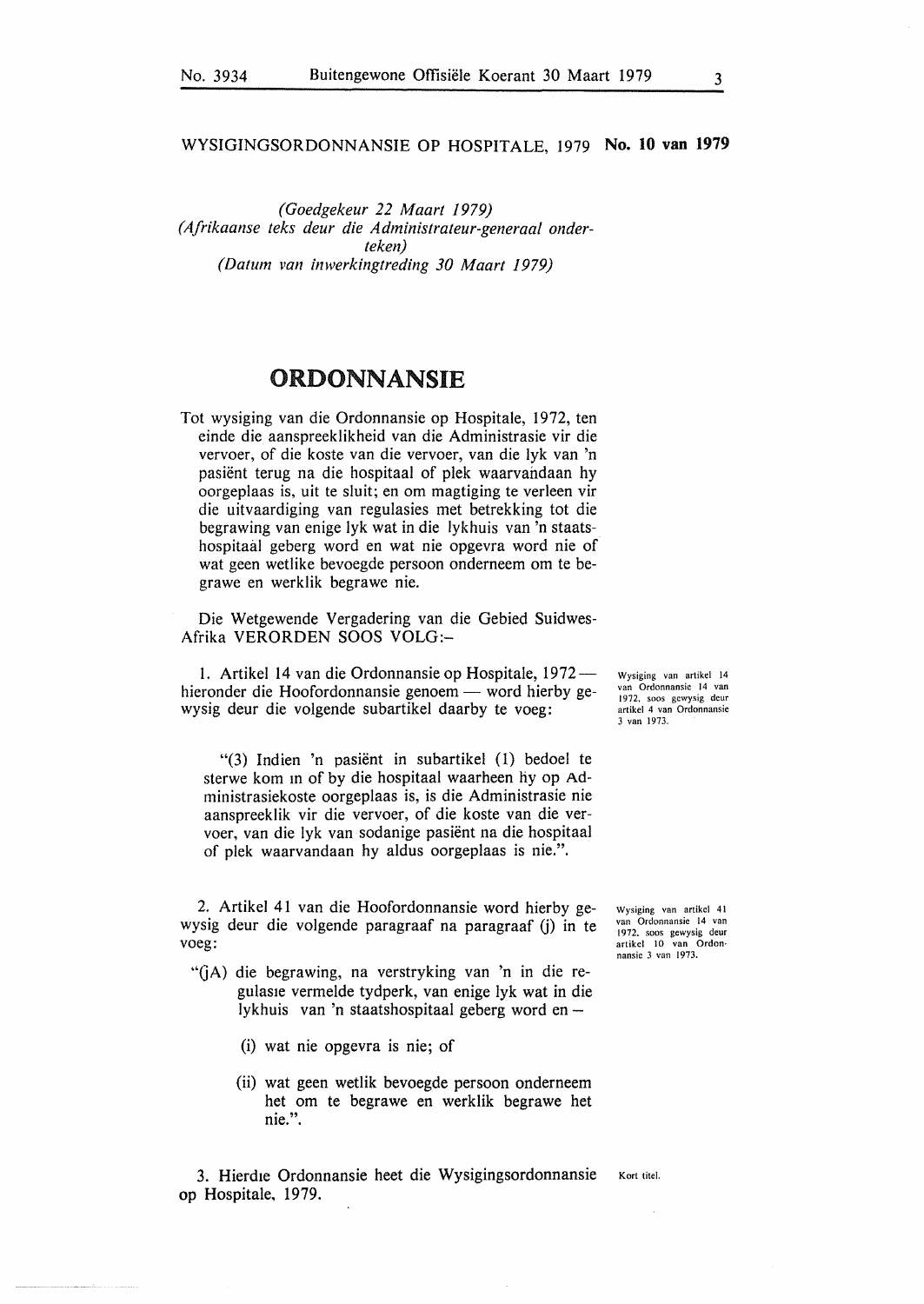WYSIGINGSORDONNANSIE OP HOSPITALE, 1979 **No. 10 van 1979**

*(Goedgekeur 22 Maart 1979)*
*(Afrikaanse teks deur die Administrateur-generaal onderteken)*
*(Datum van inwerkingtreding 30 Maart 1979)*

# ORDONNANSIE

Tot wysiging van die Ordonnansie op Hospitale, 1972, ten einde die aanspreeklikheid van die Administrasie vir die vervoer, of die koste van die vervoer, van die lyk van 'n pasiënt terug na die hospitaal of plek waarvandaan hy oorgeplaas is, uit te sluit; en om magtiging te verleen vir die uitvaardiging van regulasies met betrekking tot die begrawing van enige lyk wat in die lykhuis van 'n staatshospitaal geberg word en wat nie opgevra word nie of wat geen wetlike bevoegde persoon onderneem om te begrawe en werklik begrawe nie.

Die Wetgewende Vergadering van die Gebied Suidwes-Afrika VERORDEN SOOS VOLG:-

Wysiging van artikel 14 van Ordonnansie 14 van 1972, soos gewysig deur artikel 4 van Ordonnansie 3 van 1973.

1. Artikel 14 van die Ordonnansie op Hospitale, 1972 — hieronder die Hoofordonnansie genoem — word hierby gewysig deur die volgende subartikel daarby te voeg:

"(3) Indien 'n pasiënt in subartikel (1) bedoel te sterwe kom in of by die hospitaal waarheen hy op Administrasiekoste oorgeplaas is, is die Administrasie nie aanspreeklik vir die vervoer, of die koste van die vervoer, van die lyk van sodanige pasiënt na die hospitaal of plek waarvandaan hy aldus oorgeplaas is nie.".

Wysiging van artikel 41 van Ordonnansie 14 van 1972, soos gewysig deur artikel 10 van Ordonnansie 3 van 1973.

2. Artikel 41 van die Hoofordonnansie word hierby gewysig deur die volgende paragraaf na paragraaf (j) in te voeg:

"(jA) die begrawing, na verstryking van 'n in die regulasie vermelde tydperk, van enige lyk wat in die lykhuis van 'n staatshospitaal geberg word en –

(i) wat nie opgevra is nie; of

(ii) wat geen wetlik bevoegde persoon onderneem het om te begrawe en werklik begrawe het nie.".

Kort titel.

3. Hierdie Ordonnansie heet die Wysigingsordonnansie op Hospitale, 1979.